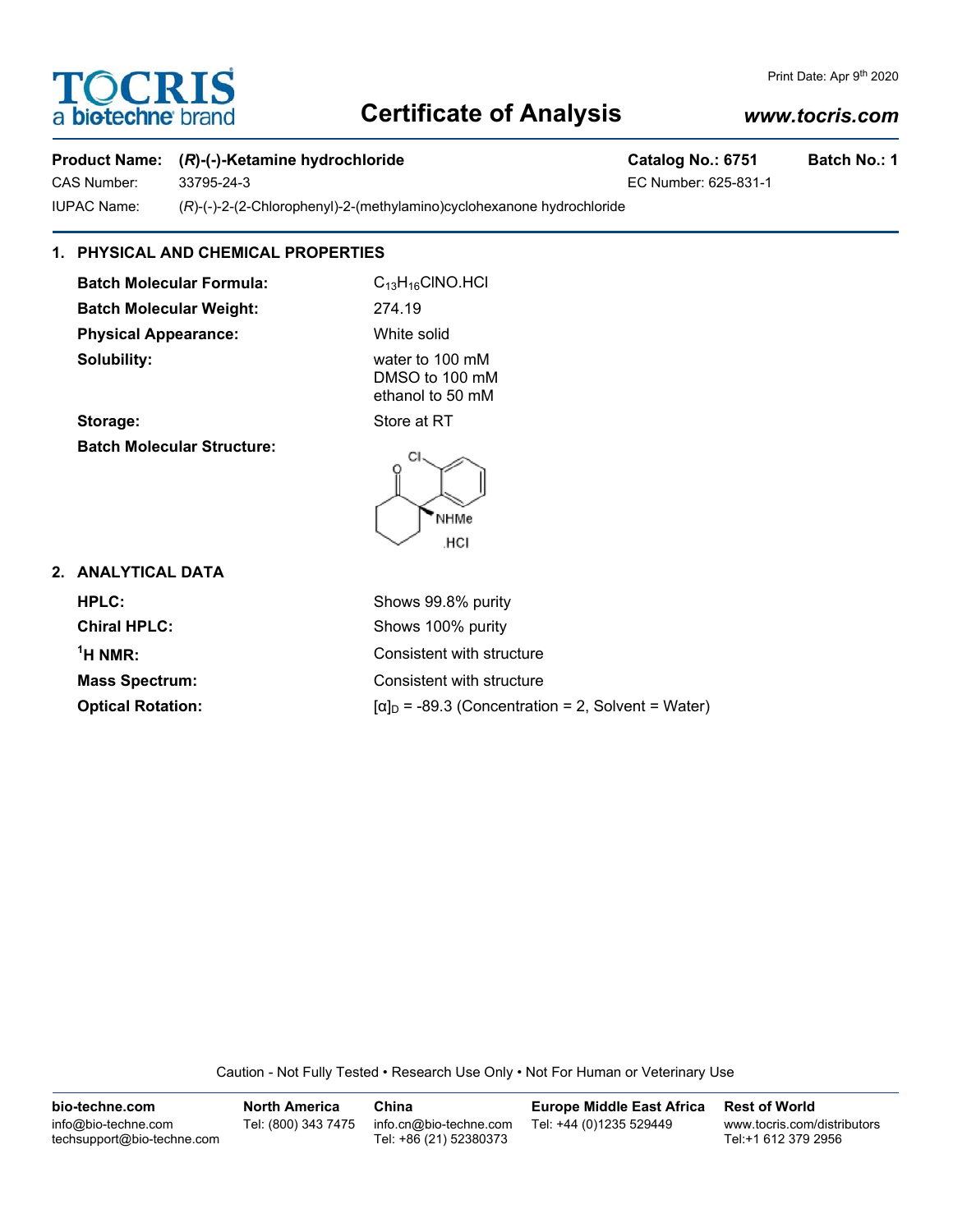# TOCRIS
a biotechne brand

Print Date: Apr 9th 2020

# Certificate of Analysis

*www.tocris.com*

**Product Name:** **(*R*)-(-)-Ketamine hydrochloride** **Catalog No.: 6751** **Batch No.: 1**

CAS Number: 33795-24-3 EC Number: 625-831-1

IUPAC Name: (*R*)-(-)-2-(2-Chlorophenyl)-2-(methylamino)cyclohexanone hydrochloride

## 1. PHYSICAL AND CHEMICAL PROPERTIES

| | |
|---|---|
| **Batch Molecular Formula:** | $C_{13}H_{16}ClNO.HCl$ |
| **Batch Molecular Weight:** | 274.19 |
| **Physical Appearance:** | White solid |
| **Solubility:** | water to 100 mM<br>DMSO to 100 mM<br>ethanol to 50 mM |
| **Storage:** | Store at RT |
| **Batch Molecular Structure:** | |

## 2. ANALYTICAL DATA

| | |
|---|---|
| **HPLC:** | Shows 99.8% purity |
| **Chiral HPLC:** | Shows 100% purity |
| **$^1$H NMR:** | Consistent with structure |
| **Mass Spectrum:** | Consistent with structure |
| **Optical Rotation:** | $[\alpha]_D$ = -89.3 (Concentration = 2, Solvent = Water) |

Caution - Not Fully Tested • Research Use Only • Not For Human or Veterinary Use

| **bio-techne.com** | **North America** | **China** | **Europe Middle East Africa** | **Rest of World** |
|---|---|---|---|---|
| info@bio-techne.com<br>techsupport@bio-techne.com | Tel: (800) 343 7475 | info.cn@bio-techne.com<br>Tel: +86 (21) 52380373 | Tel: +44 (0)1235 529449 | www.tocris.com/distributors<br>Tel:+1 612 379 2956 |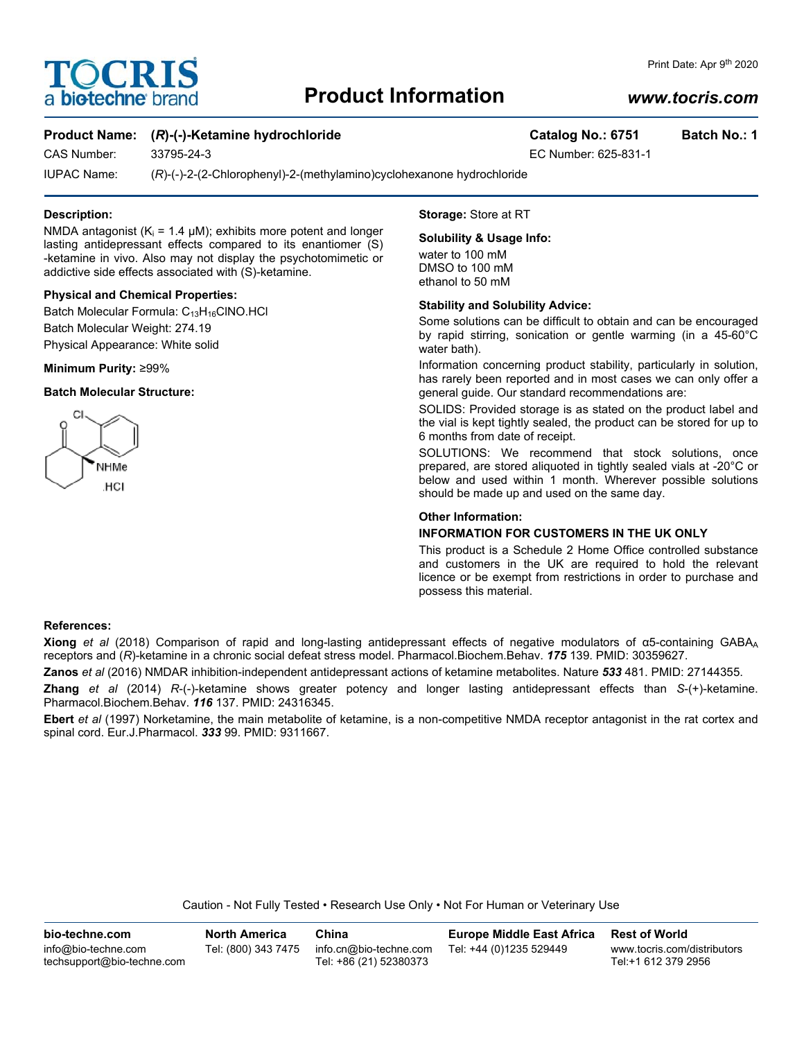Print Date: Apr 9th 2020

# Product Information

*www.tocris.com*

**Product Name:** **(*R*)-(-)-Ketamine hydrochloride** **Catalog No.: 6751** **Batch No.: 1**

CAS Number: 33795-24-3 EC Number: 625-831-1

IUPAC Name: (*R*)-(-)-2-(2-Chlorophenyl)-2-(methylamino)cyclohexanone hydrochloride

### Description:

NMDA antagonist ($K_i$ = 1.4 μM); exhibits more potent and longer lasting antidepressant effects compared to its enantiomer (S) -ketamine in vivo. Also may not display the psychotomimetic or addictive side effects associated with (S)-ketamine.

### Physical and Chemical Properties:

Batch Molecular Formula: $C_{13}H_{16}ClNO.HCl$

Batch Molecular Weight: 274.19

Physical Appearance: White solid

**Minimum Purity:** ≥99%

### Batch Molecular Structure:

Cl

O

NHMe

.HCl

**Storage:** Store at RT

### Solubility & Usage Info:

water to 100 mM
DMSO to 100 mM
ethanol to 50 mM

### Stability and Solubility Advice:

Some solutions can be difficult to obtain and can be encouraged by rapid stirring, sonication or gentle warming (in a 45-60°C water bath).

Information concerning product stability, particularly in solution, has rarely been reported and in most cases we can only offer a general guide. Our standard recommendations are:

SOLIDS: Provided storage is as stated on the product label and the vial is kept tightly sealed, the product can be stored for up to 6 months from date of receipt.

SOLUTIONS: We recommend that stock solutions, once prepared, are stored aliquoted in tightly sealed vials at -20°C or below and used within 1 month. Wherever possible solutions should be made up and used on the same day.

### Other Information:

**INFORMATION FOR CUSTOMERS IN THE UK ONLY**

This product is a Schedule 2 Home Office controlled substance and customers in the UK are required to hold the relevant licence or be exempt from restrictions in order to purchase and possess this material.

### References:

**Xiong** *et al* (2018) Comparison of rapid and long-lasting antidepressant effects of negative modulators of α5-containing $GABA_A$ receptors and (*R*)-ketamine in a chronic social defeat stress model. Pharmacol.Biochem.Behav. ***175*** 139. PMID: 30359627.

**Zanos** *et al* (2016) NMDAR inhibition-independent antidepressant actions of ketamine metabolites. Nature ***533*** 481. PMID: 27144355.

**Zhang** *et al* (2014) *R*-(-)-ketamine shows greater potency and longer lasting antidepressant effects than *S*-(+)-ketamine. Pharmacol.Biochem.Behav. ***116*** 137. PMID: 24316345.

**Ebert** *et al* (1997) Norketamine, the main metabolite of ketamine, is a non-competitive NMDA receptor antagonist in the rat cortex and spinal cord. Eur.J.Pharmacol. ***333*** 99. PMID: 9311667.

Caution - Not Fully Tested • Research Use Only • Not For Human or Veterinary Use

**bio-techne.com**
info@bio-techne.com
techsupport@bio-techne.com

**North America**
Tel: (800) 343 7475

**China**
info.cn@bio-techne.com
Tel: +86 (21) 52380373

**Europe Middle East Africa**
Tel: +44 (0)1235 529449

**Rest of World**
www.tocris.com/distributors
Tel:+1 612 379 2956